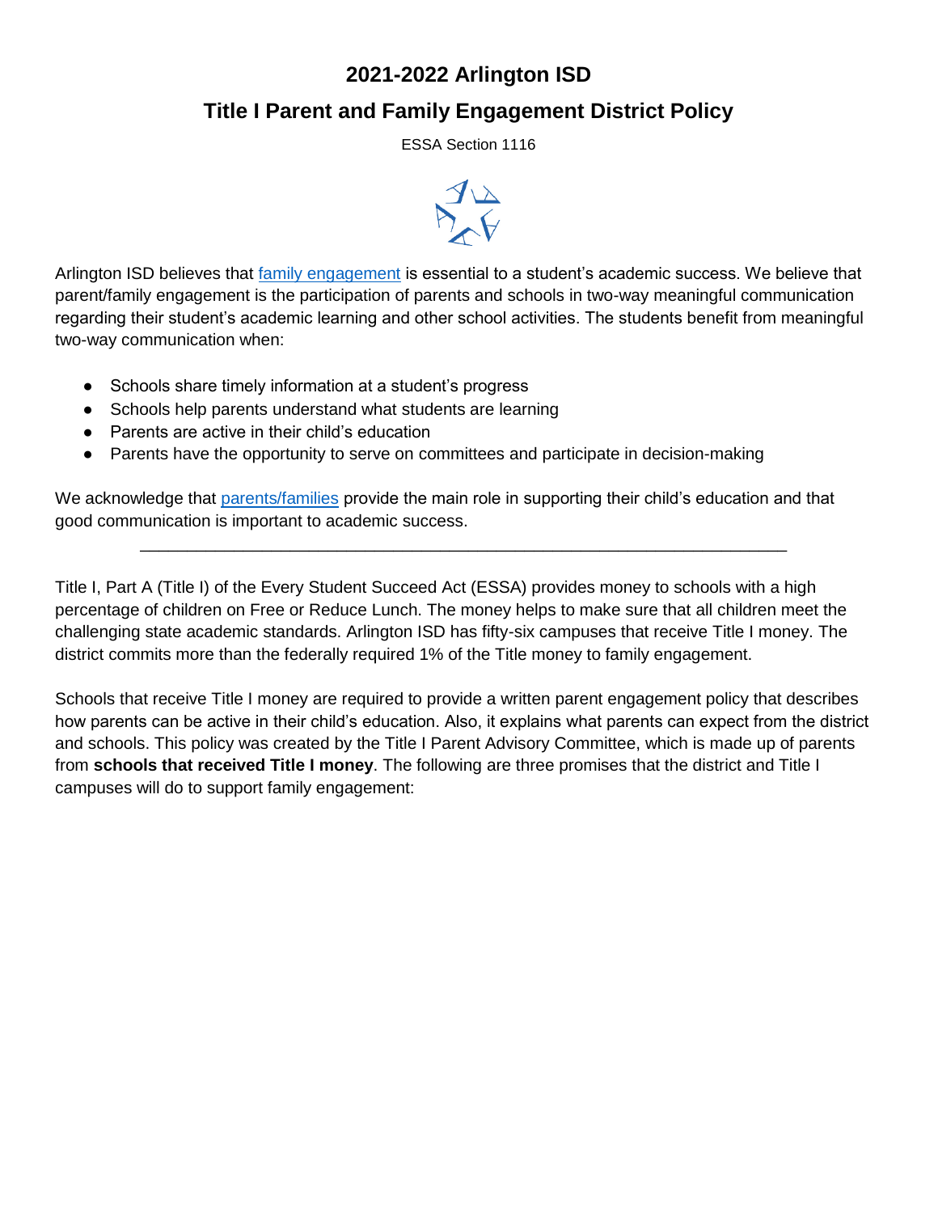# 2021-2022 Arlington ISD

## Title I Parent and Family Engagement District Policy

ESSA Section 1116

Arlington ISD believes that family engagement is essential to a student's academic success. We believe that parent/family engagement is the participation of parents and schools in two-way meaningful communication regarding their student's academic learning and other school activities. The students benefit from meaningful two-way communication when:

- Schools share timely information at a student's progress
- Schools help parents understand what students are learning
- Parents are active in their child's education
- Parents have the opportunity to serve on committees and participate in decision-making

We acknowledge that parents/families provide the main role in supporting their child's education and that good communication is important to academic success.

---

Title I, Part A (Title I) of the Every Student Succeed Act (ESSA) provides money to schools with a high percentage of children on Free or Reduce Lunch. The money helps to make sure that all children meet the challenging state academic standards. Arlington ISD has fifty-six campuses that receive Title I money. The district commits more than the federally required 1% of the Title money to family engagement.

Schools that receive Title I money are required to provide a written parent engagement policy that describes how parents can be active in their child's education. Also, it explains what parents can expect from the district and schools. This policy was created by the Title I Parent Advisory Committee, which is made up of parents from **schools that received Title I money**. The following are three promises that the district and Title I campuses will do to support family engagement: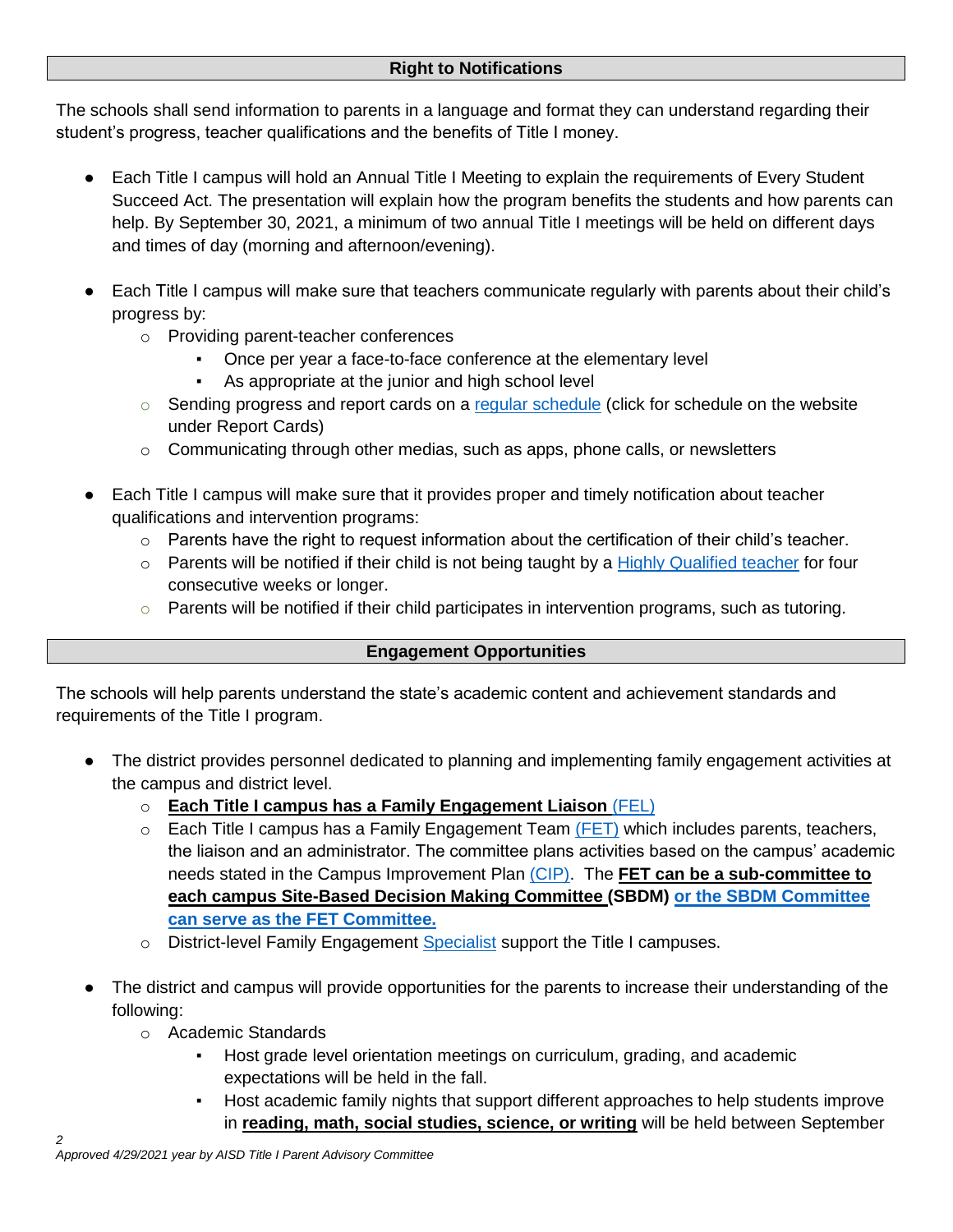## Right to Notifications

The schools shall send information to parents in a language and format they can understand regarding their student's progress, teacher qualifications and the benefits of Title I money.

- Each Title I campus will hold an Annual Title I Meeting to explain the requirements of Every Student Succeed Act. The presentation will explain how the program benefits the students and how parents can help. By September 30, 2021, a minimum of two annual Title I meetings will be held on different days and times of day (morning and afternoon/evening).

- Each Title I campus will make sure that teachers communicate regularly with parents about their child's progress by:
  - Providing parent-teacher conferences
    - Once per year a face-to-face conference at the elementary level
    - As appropriate at the junior and high school level
  - Sending progress and report cards on a regular schedule (click for schedule on the website under Report Cards)
  - Communicating through other medias, such as apps, phone calls, or newsletters

- Each Title I campus will make sure that it provides proper and timely notification about teacher qualifications and intervention programs:
  - Parents have the right to request information about the certification of their child's teacher.
  - Parents will be notified if their child is not being taught by a Highly Qualified teacher for four consecutive weeks or longer.
  - Parents will be notified if their child participates in intervention programs, such as tutoring.

## Engagement Opportunities

The schools will help parents understand the state's academic content and achievement standards and requirements of the Title I program.

- The district provides personnel dedicated to planning and implementing family engagement activities at the campus and district level.
  - **Each Title I campus has a Family Engagement Liaison** (FEL)
  - Each Title I campus has a Family Engagement Team (FET) which includes parents, teachers, the liaison and an administrator. The committee plans activities based on the campus' academic needs stated in the Campus Improvement Plan (CIP). The **FET can be a sub-committee to each campus Site-Based Decision Making Committee (SBDM) or the SBDM Committee can serve as the FET Committee.**
  - District-level Family Engagement Specialist support the Title I campuses.

- The district and campus will provide opportunities for the parents to increase their understanding of the following:
  - Academic Standards
    - Host grade level orientation meetings on curriculum, grading, and academic expectations will be held in the fall.
    - Host academic family nights that support different approaches to help students improve in **reading, math, social studies, science, or writing** will be held between September

*Approved 4/29/2021 year by AISD Title I Parent Advisory Committee*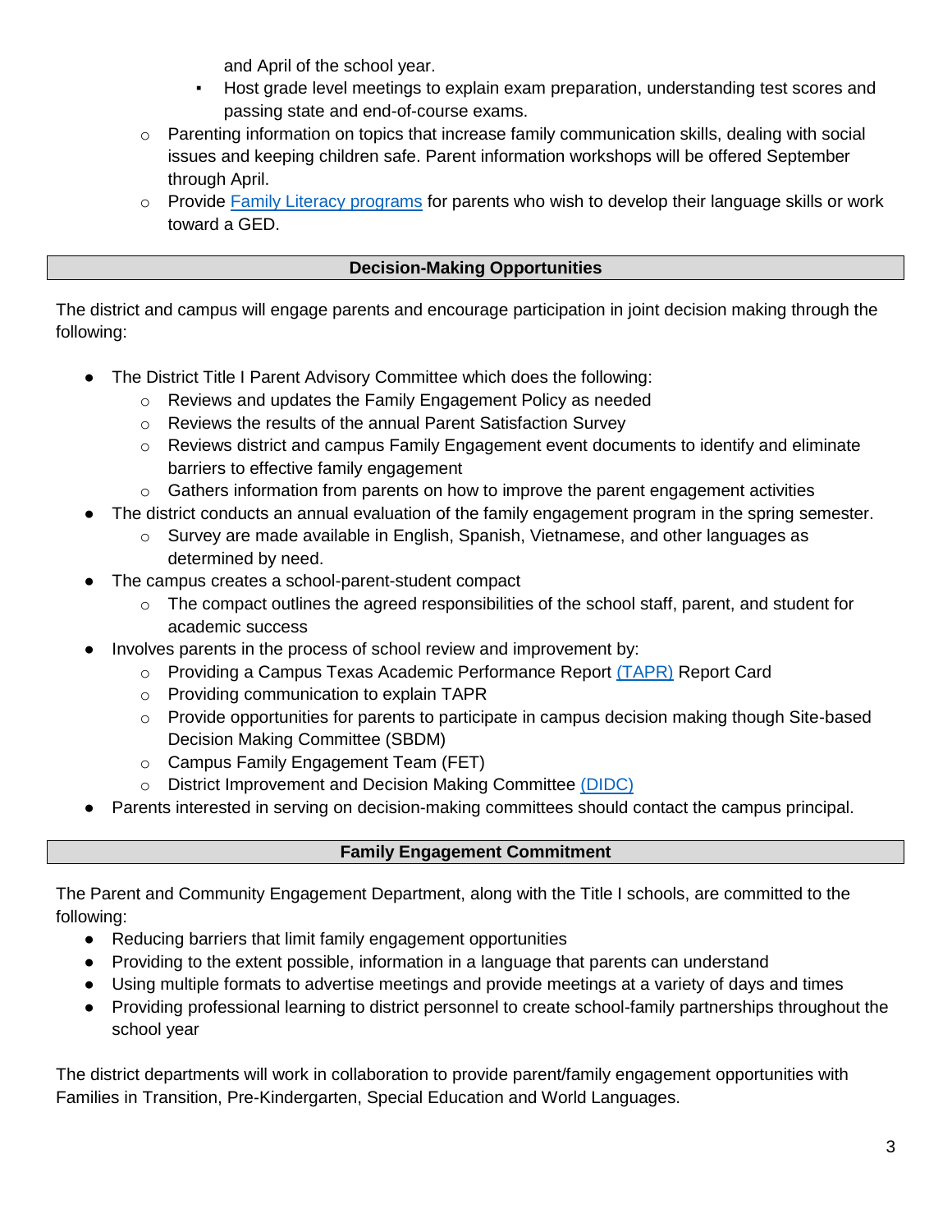and April of the school year.
        - Host grade level meetings to explain exam preparation, understanding test scores and passing state and end-of-course exams.
    - Parenting information on topics that increase family communication skills, dealing with social issues and keeping children safe. Parent information workshops will be offered September through April.
    - Provide Family Literacy programs for parents who wish to develop their language skills or work toward a GED.

## Decision-Making Opportunities

The district and campus will engage parents and encourage participation in joint decision making through the following:

- The District Title I Parent Advisory Committee which does the following:
    - Reviews and updates the Family Engagement Policy as needed
    - Reviews the results of the annual Parent Satisfaction Survey
    - Reviews district and campus Family Engagement event documents to identify and eliminate barriers to effective family engagement
    - Gathers information from parents on how to improve the parent engagement activities
- The district conducts an annual evaluation of the family engagement program in the spring semester.
    - Survey are made available in English, Spanish, Vietnamese, and other languages as determined by need.
- The campus creates a school-parent-student compact
    - The compact outlines the agreed responsibilities of the school staff, parent, and student for academic success
- Involves parents in the process of school review and improvement by:
    - Providing a Campus Texas Academic Performance Report (TAPR) Report Card
    - Providing communication to explain TAPR
    - Provide opportunities for parents to participate in campus decision making though Site-based Decision Making Committee (SBDM)
    - Campus Family Engagement Team (FET)
    - District Improvement and Decision Making Committee (DIDC)
- Parents interested in serving on decision-making committees should contact the campus principal.

## Family Engagement Commitment

The Parent and Community Engagement Department, along with the Title I schools, are committed to the following:

- Reducing barriers that limit family engagement opportunities
- Providing to the extent possible, information in a language that parents can understand
- Using multiple formats to advertise meetings and provide meetings at a variety of days and times
- Providing professional learning to district personnel to create school-family partnerships throughout the school year

The district departments will work in collaboration to provide parent/family engagement opportunities with Families in Transition, Pre-Kindergarten, Special Education and World Languages.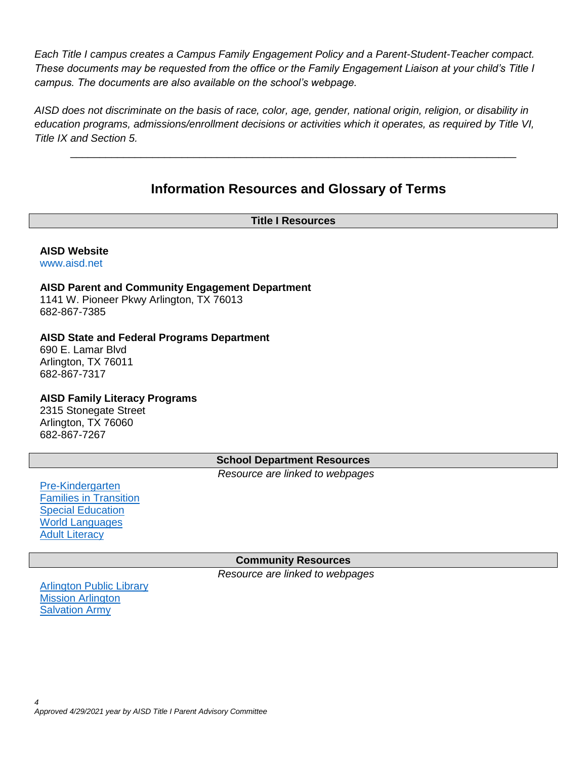*Each Title I campus creates a Campus Family Engagement Policy and a Parent-Student-Teacher compact. These documents may be requested from the office or the Family Engagement Liaison at your child's Title I campus. The documents are also available on the school's webpage.*

*AISD does not discriminate on the basis of race, color, age, gender, national origin, religion, or disability in education programs, admissions/enrollment decisions or activities which it operates, as required by Title VI, Title IX and Section 5.*

---

## Information Resources and Glossary of Terms

### Title I Resources

**AISD Website**
www.aisd.net

**AISD Parent and Community Engagement Department**
1141 W. Pioneer Pkwy Arlington, TX 76013
682-867-7385

**AISD State and Federal Programs Department**
690 E. Lamar Blvd
Arlington, TX 76011
682-867-7317

**AISD Family Literacy Programs**
2315 Stonegate Street
Arlington, TX 76060
682-867-7267

### School Department Resources

*Resource are linked to webpages*

Pre-Kindergarten
Families in Transition
Special Education
World Languages
Adult Literacy

### Community Resources

*Resource are linked to webpages*

Arlington Public Library
Mission Arlington
Salvation Army

*Approved 4/29/2021 year by AISD Title I Parent Advisory Committee*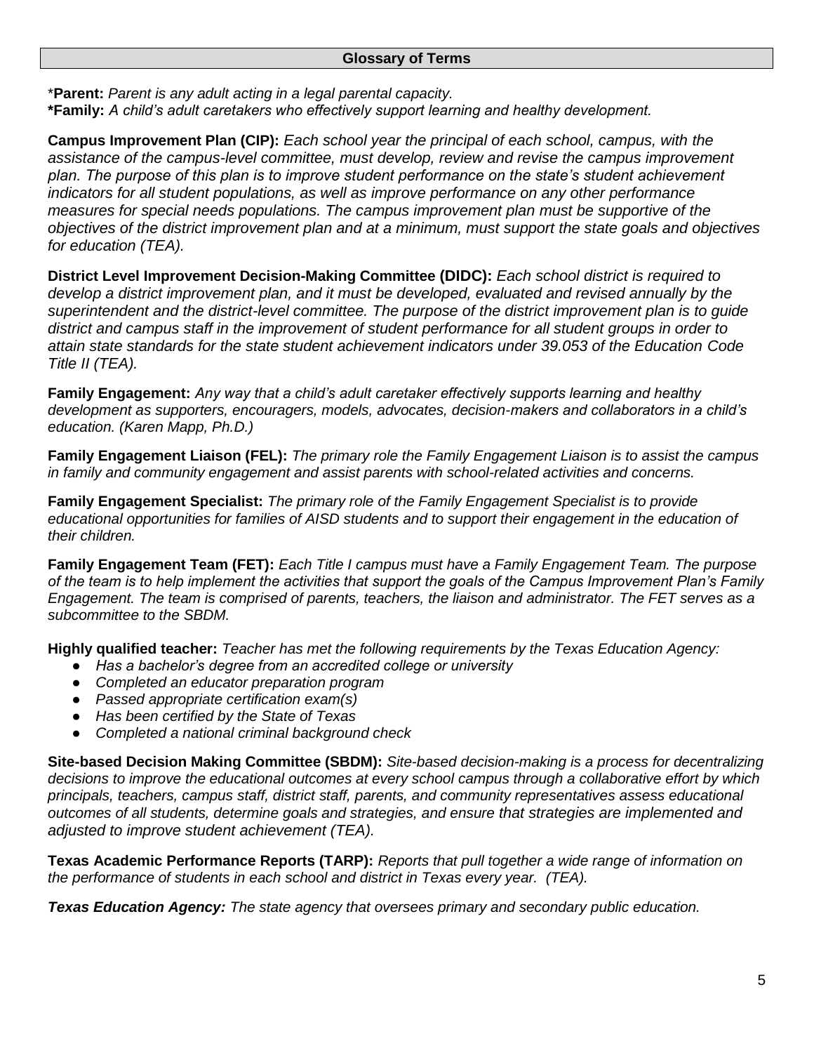## Glossary of Terms

*__Parent:__ *Parent is any adult acting in a legal parental capacity.*

**\*Family:** *A child's adult caretakers who effectively support learning and healthy development.*

**Campus Improvement Plan (CIP):** *Each school year the principal of each school, campus, with the assistance of the campus-level committee, must develop, review and revise the campus improvement plan. The purpose of this plan is to improve student performance on the state's student achievement indicators for all student populations, as well as improve performance on any other performance measures for special needs populations. The campus improvement plan must be supportive of the objectives of the district improvement plan and at a minimum, must support the state goals and objectives for education (TEA).*

**District Level Improvement Decision-Making Committee (DIDC):** *Each school district is required to develop a district improvement plan, and it must be developed, evaluated and revised annually by the superintendent and the district-level committee. The purpose of the district improvement plan is to guide district and campus staff in the improvement of student performance for all student groups in order to attain state standards for the state student achievement indicators under 39.053 of the Education Code Title II (TEA).*

**Family Engagement:** *Any way that a child's adult caretaker effectively supports learning and healthy development as supporters, encouragers, models, advocates, decision-makers and collaborators in a child's education. (Karen Mapp, Ph.D.)*

**Family Engagement Liaison (FEL):** *The primary role the Family Engagement Liaison is to assist the campus in family and community engagement and assist parents with school-related activities and concerns.*

**Family Engagement Specialist:** *The primary role of the Family Engagement Specialist is to provide educational opportunities for families of AISD students and to support their engagement in the education of their children.*

**Family Engagement Team (FET):** *Each Title I campus must have a Family Engagement Team. The purpose of the team is to help implement the activities that support the goals of the Campus Improvement Plan's Family Engagement. The team is comprised of parents, teachers, the liaison and administrator. The FET serves as a subcommittee to the SBDM.*

**Highly qualified teacher:** *Teacher has met the following requirements by the Texas Education Agency:*

- *Has a bachelor's degree from an accredited college or university*
- *Completed an educator preparation program*
- *Passed appropriate certification exam(s)*
- *Has been certified by the State of Texas*
- *Completed a national criminal background check*

**Site-based Decision Making Committee (SBDM):** *Site-based decision-making is a process for decentralizing decisions to improve the educational outcomes at every school campus through a collaborative effort by which principals, teachers, campus staff, district staff, parents, and community representatives assess educational outcomes of all students, determine goals and strategies, and ensure that strategies are implemented and adjusted to improve student achievement (TEA).*

**Texas Academic Performance Reports (TARP):** *Reports that pull together a wide range of information on the performance of students in each school and district in Texas every year. (TEA).*

***Texas Education Agency:*** *The state agency that oversees primary and secondary public education.*